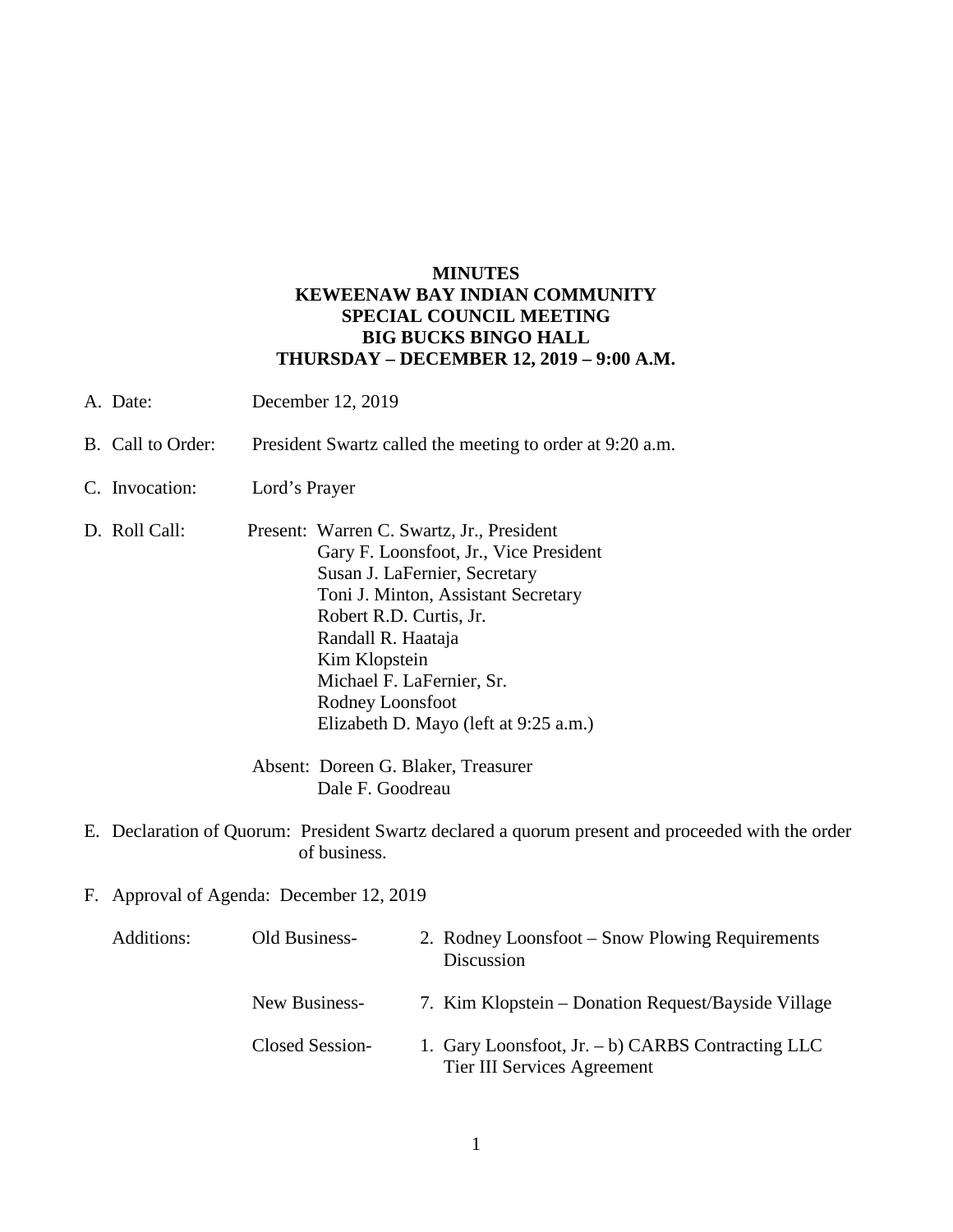**MINUTES**
**KEWEENAW BAY INDIAN COMMUNITY**
**SPECIAL COUNCIL MEETING**
**BIG BUCKS BINGO HALL**
**THURSDAY – DECEMBER 12, 2019 – 9:00 A.M.**

A. Date: December 12, 2019

B. Call to Order: President Swartz called the meeting to order at 9:20 a.m.

C. Invocation: Lord's Prayer

D. Roll Call:

Present: Warren C. Swartz, Jr., President
Gary F. Loonsfoot, Jr., Vice President
Susan J. LaFernier, Secretary
Toni J. Minton, Assistant Secretary
Robert R.D. Curtis, Jr.
Randall R. Haataja
Kim Klopstein
Michael F. LaFernier, Sr.
Rodney Loonsfoot
Elizabeth D. Mayo (left at 9:25 a.m.)

Absent: Doreen G. Blaker, Treasurer
Dale F. Goodreau

E. Declaration of Quorum: President Swartz declared a quorum present and proceeded with the order of business.

F. Approval of Agenda: December 12, 2019

Additions:

Old Business-
2. Rodney Loonsfoot – Snow Plowing Requirements Discussion

New Business-
7. Kim Klopstein – Donation Request/Bayside Village

Closed Session-
1. Gary Loonsfoot, Jr. – b) CARBS Contracting LLC Tier III Services Agreement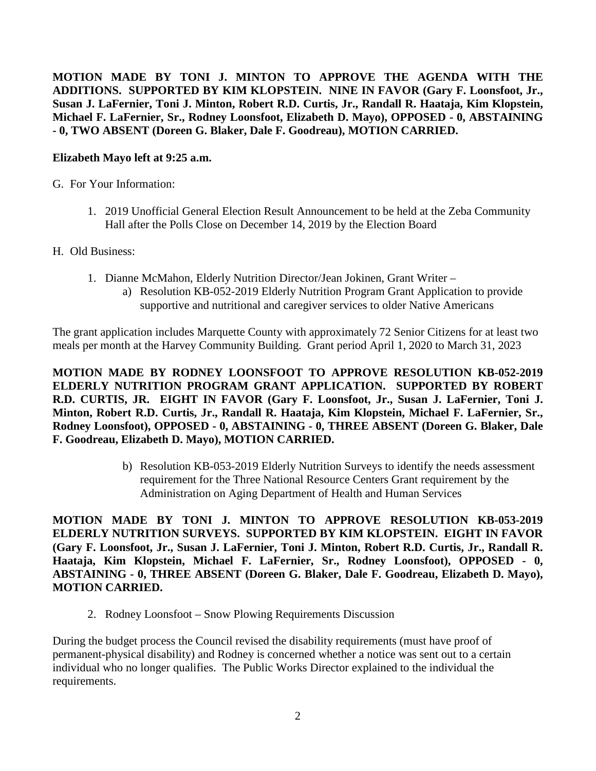**MOTION MADE BY TONI J. MINTON TO APPROVE THE AGENDA WITH THE ADDITIONS. SUPPORTED BY KIM KLOPSTEIN. NINE IN FAVOR (Gary F. Loonsfoot, Jr., Susan J. LaFernier, Toni J. Minton, Robert R.D. Curtis, Jr., Randall R. Haataja, Kim Klopstein, Michael F. LaFernier, Sr., Rodney Loonsfoot, Elizabeth D. Mayo), OPPOSED - 0, ABSTAINING - 0, TWO ABSENT (Doreen G. Blaker, Dale F. Goodreau), MOTION CARRIED.**

**Elizabeth Mayo left at 9:25 a.m.**

G. For Your Information:

1. 2019 Unofficial General Election Result Announcement to be held at the Zeba Community Hall after the Polls Close on December 14, 2019 by the Election Board

H. Old Business:

1. Dianne McMahon, Elderly Nutrition Director/Jean Jokinen, Grant Writer –
   a) Resolution KB-052-2019 Elderly Nutrition Program Grant Application to provide supportive and nutritional and caregiver services to older Native Americans

The grant application includes Marquette County with approximately 72 Senior Citizens for at least two meals per month at the Harvey Community Building. Grant period April 1, 2020 to March 31, 2023

**MOTION MADE BY RODNEY LOONSFOOT TO APPROVE RESOLUTION KB-052-2019 ELDERLY NUTRITION PROGRAM GRANT APPLICATION. SUPPORTED BY ROBERT R.D. CURTIS, JR. EIGHT IN FAVOR (Gary F. Loonsfoot, Jr., Susan J. LaFernier, Toni J. Minton, Robert R.D. Curtis, Jr., Randall R. Haataja, Kim Klopstein, Michael F. LaFernier, Sr., Rodney Loonsfoot), OPPOSED - 0, ABSTAINING - 0, THREE ABSENT (Doreen G. Blaker, Dale F. Goodreau, Elizabeth D. Mayo), MOTION CARRIED.**

   b) Resolution KB-053-2019 Elderly Nutrition Surveys to identify the needs assessment requirement for the Three National Resource Centers Grant requirement by the Administration on Aging Department of Health and Human Services

**MOTION MADE BY TONI J. MINTON TO APPROVE RESOLUTION KB-053-2019 ELDERLY NUTRITION SURVEYS. SUPPORTED BY KIM KLOPSTEIN. EIGHT IN FAVOR (Gary F. Loonsfoot, Jr., Susan J. LaFernier, Toni J. Minton, Robert R.D. Curtis, Jr., Randall R. Haataja, Kim Klopstein, Michael F. LaFernier, Sr., Rodney Loonsfoot), OPPOSED - 0, ABSTAINING - 0, THREE ABSENT (Doreen G. Blaker, Dale F. Goodreau, Elizabeth D. Mayo), MOTION CARRIED.**

2. Rodney Loonsfoot – Snow Plowing Requirements Discussion

During the budget process the Council revised the disability requirements (must have proof of permanent-physical disability) and Rodney is concerned whether a notice was sent out to a certain individual who no longer qualifies. The Public Works Director explained to the individual the requirements.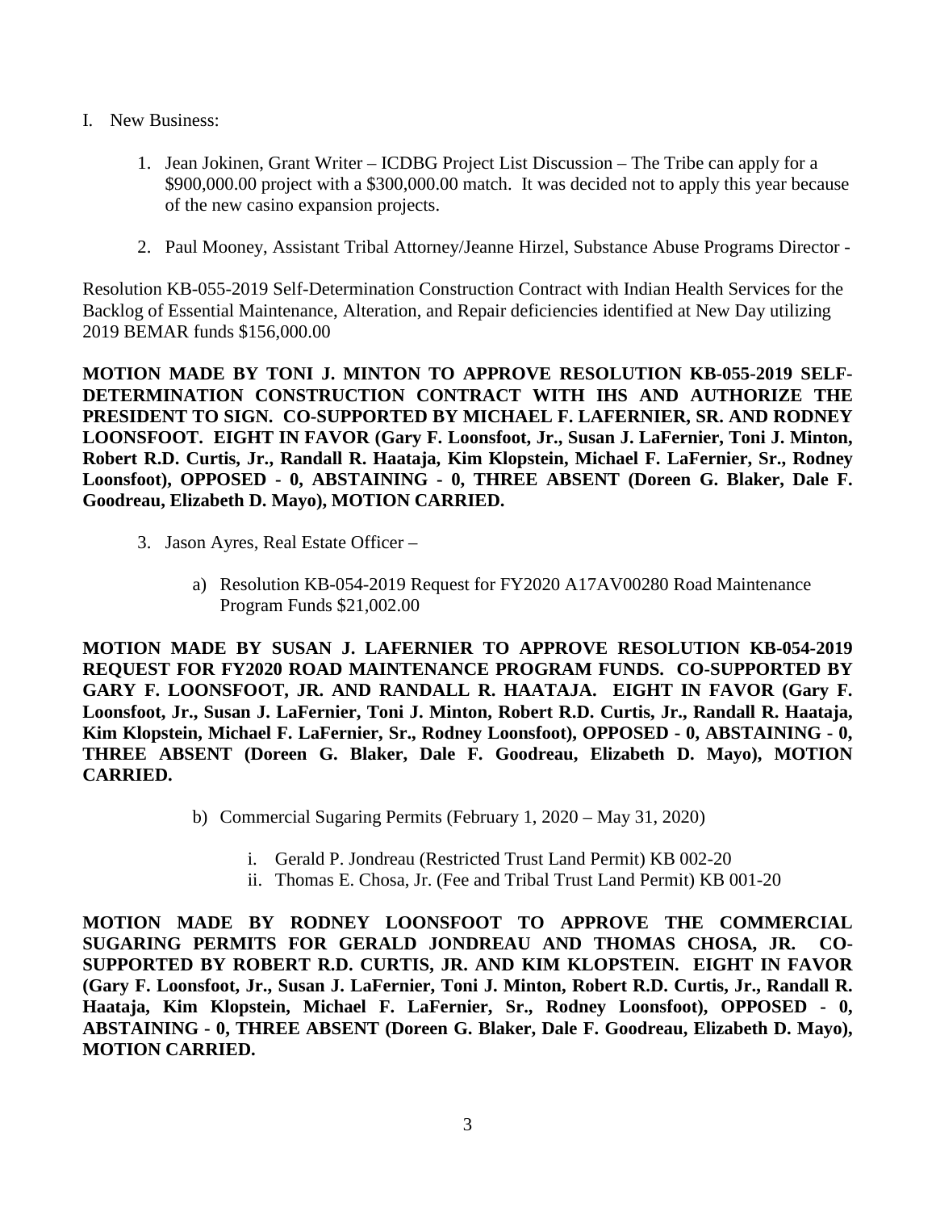I. New Business:

1. Jean Jokinen, Grant Writer – ICDBG Project List Discussion – The Tribe can apply for a $900,000.00 project with a $300,000.00 match. It was decided not to apply this year because of the new casino expansion projects.

2. Paul Mooney, Assistant Tribal Attorney/Jeanne Hirzel, Substance Abuse Programs Director -

Resolution KB-055-2019 Self-Determination Construction Contract with Indian Health Services for the Backlog of Essential Maintenance, Alteration, and Repair deficiencies identified at New Day utilizing 2019 BEMAR funds $156,000.00

**MOTION MADE BY TONI J. MINTON TO APPROVE RESOLUTION KB-055-2019 SELF-DETERMINATION CONSTRUCTION CONTRACT WITH IHS AND AUTHORIZE THE PRESIDENT TO SIGN. CO-SUPPORTED BY MICHAEL F. LAFERNIER, SR. AND RODNEY LOONSFOOT. EIGHT IN FAVOR (Gary F. Loonsfoot, Jr., Susan J. LaFernier, Toni J. Minton, Robert R.D. Curtis, Jr., Randall R. Haataja, Kim Klopstein, Michael F. LaFernier, Sr., Rodney Loonsfoot), OPPOSED - 0, ABSTAINING - 0, THREE ABSENT (Doreen G. Blaker, Dale F. Goodreau, Elizabeth D. Mayo), MOTION CARRIED.**

3. Jason Ayres, Real Estate Officer –

   a) Resolution KB-054-2019 Request for FY2020 A17AV00280 Road Maintenance Program Funds $21,002.00

**MOTION MADE BY SUSAN J. LAFERNIER TO APPROVE RESOLUTION KB-054-2019 REQUEST FOR FY2020 ROAD MAINTENANCE PROGRAM FUNDS. CO-SUPPORTED BY GARY F. LOONSFOOT, JR. AND RANDALL R. HAATAJA. EIGHT IN FAVOR (Gary F. Loonsfoot, Jr., Susan J. LaFernier, Toni J. Minton, Robert R.D. Curtis, Jr., Randall R. Haataja, Kim Klopstein, Michael F. LaFernier, Sr., Rodney Loonsfoot), OPPOSED - 0, ABSTAINING - 0, THREE ABSENT (Doreen G. Blaker, Dale F. Goodreau, Elizabeth D. Mayo), MOTION CARRIED.**

   b) Commercial Sugaring Permits (February 1, 2020 – May 31, 2020)

      i. Gerald P. Jondreau (Restricted Trust Land Permit) KB 002-20
      ii. Thomas E. Chosa, Jr. (Fee and Tribal Trust Land Permit) KB 001-20

**MOTION MADE BY RODNEY LOONSFOOT TO APPROVE THE COMMERCIAL SUGARING PERMITS FOR GERALD JONDREAU AND THOMAS CHOSA, JR. CO-SUPPORTED BY ROBERT R.D. CURTIS, JR. AND KIM KLOPSTEIN. EIGHT IN FAVOR (Gary F. Loonsfoot, Jr., Susan J. LaFernier, Toni J. Minton, Robert R.D. Curtis, Jr., Randall R. Haataja, Kim Klopstein, Michael F. LaFernier, Sr., Rodney Loonsfoot), OPPOSED - 0, ABSTAINING - 0, THREE ABSENT (Doreen G. Blaker, Dale F. Goodreau, Elizabeth D. Mayo), MOTION CARRIED.**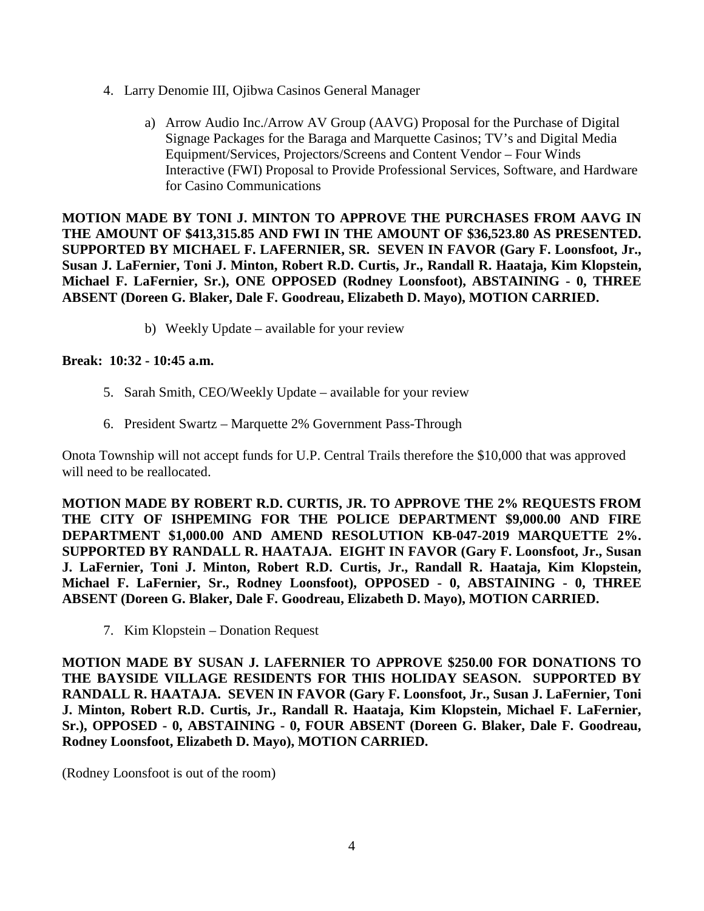4. Larry Denomie III, Ojibwa Casinos General Manager

    a) Arrow Audio Inc./Arrow AV Group (AAVG) Proposal for the Purchase of Digital Signage Packages for the Baraga and Marquette Casinos; TV's and Digital Media Equipment/Services, Projectors/Screens and Content Vendor – Four Winds Interactive (FWI) Proposal to Provide Professional Services, Software, and Hardware for Casino Communications

**MOTION MADE BY TONI J. MINTON TO APPROVE THE PURCHASES FROM AAVG IN THE AMOUNT OF $413,315.85 AND FWI IN THE AMOUNT OF $36,523.80 AS PRESENTED. SUPPORTED BY MICHAEL F. LAFERNIER, SR. SEVEN IN FAVOR (Gary F. Loonsfoot, Jr., Susan J. LaFernier, Toni J. Minton, Robert R.D. Curtis, Jr., Randall R. Haataja, Kim Klopstein, Michael F. LaFernier, Sr.), ONE OPPOSED (Rodney Loonsfoot), ABSTAINING - 0, THREE ABSENT (Doreen G. Blaker, Dale F. Goodreau, Elizabeth D. Mayo), MOTION CARRIED.**

    b) Weekly Update – available for your review

**Break: 10:32 - 10:45 a.m.**

5. Sarah Smith, CEO/Weekly Update – available for your review

6. President Swartz – Marquette 2% Government Pass-Through

Onota Township will not accept funds for U.P. Central Trails therefore the $10,000 that was approved will need to be reallocated.

**MOTION MADE BY ROBERT R.D. CURTIS, JR. TO APPROVE THE 2% REQUESTS FROM THE CITY OF ISHPEMING FOR THE POLICE DEPARTMENT $9,000.00 AND FIRE DEPARTMENT $1,000.00 AND AMEND RESOLUTION KB-047-2019 MARQUETTE 2%. SUPPORTED BY RANDALL R. HAATAJA. EIGHT IN FAVOR (Gary F. Loonsfoot, Jr., Susan J. LaFernier, Toni J. Minton, Robert R.D. Curtis, Jr., Randall R. Haataja, Kim Klopstein, Michael F. LaFernier, Sr., Rodney Loonsfoot), OPPOSED - 0, ABSTAINING - 0, THREE ABSENT (Doreen G. Blaker, Dale F. Goodreau, Elizabeth D. Mayo), MOTION CARRIED.**

7. Kim Klopstein – Donation Request

**MOTION MADE BY SUSAN J. LAFERNIER TO APPROVE $250.00 FOR DONATIONS TO THE BAYSIDE VILLAGE RESIDENTS FOR THIS HOLIDAY SEASON. SUPPORTED BY RANDALL R. HAATAJA. SEVEN IN FAVOR (Gary F. Loonsfoot, Jr., Susan J. LaFernier, Toni J. Minton, Robert R.D. Curtis, Jr., Randall R. Haataja, Kim Klopstein, Michael F. LaFernier, Sr.), OPPOSED - 0, ABSTAINING - 0, FOUR ABSENT (Doreen G. Blaker, Dale F. Goodreau, Rodney Loonsfoot, Elizabeth D. Mayo), MOTION CARRIED.**

(Rodney Loonsfoot is out of the room)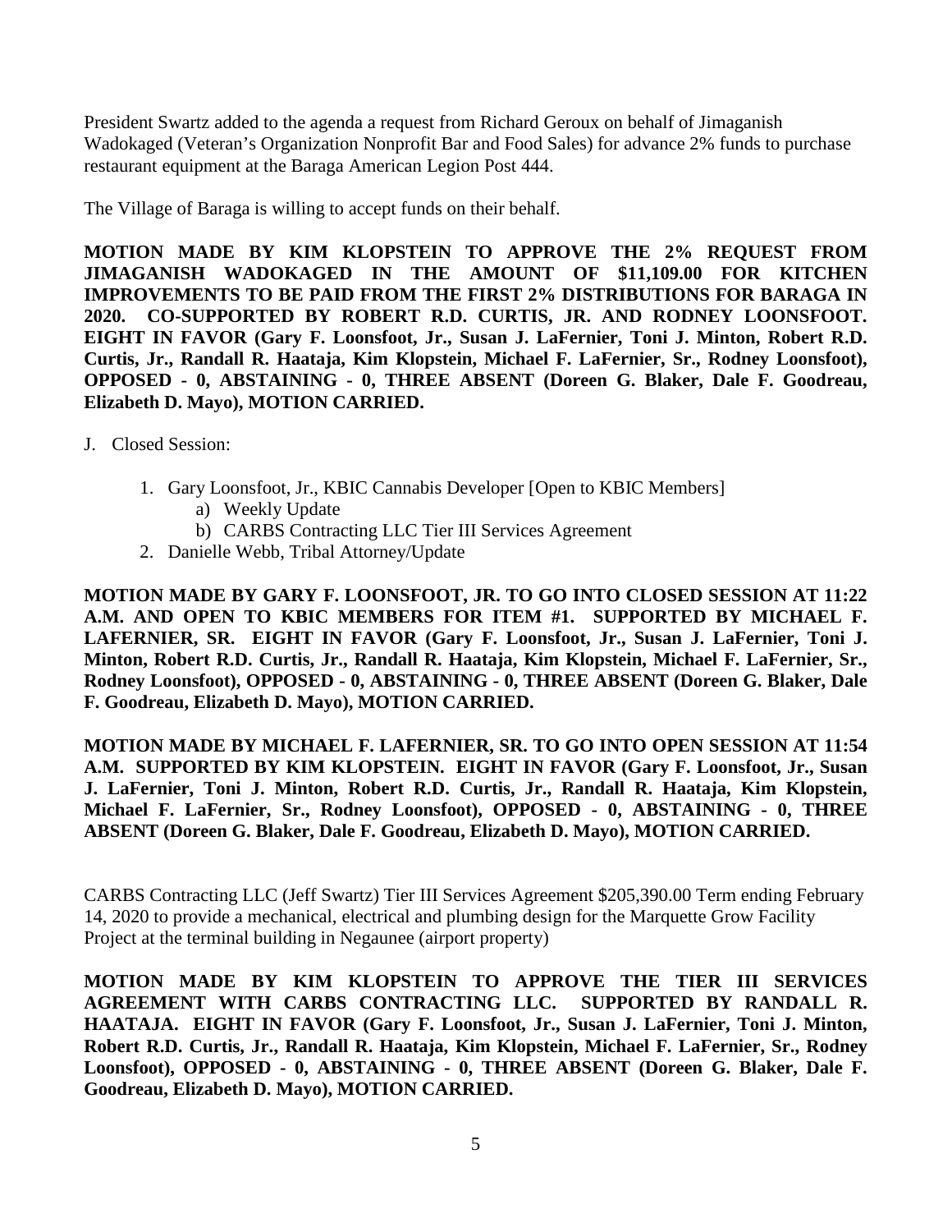President Swartz added to the agenda a request from Richard Geroux on behalf of Jimaganish Wadokaged (Veteran's Organization Nonprofit Bar and Food Sales) for advance 2% funds to purchase restaurant equipment at the Baraga American Legion Post 444.

The Village of Baraga is willing to accept funds on their behalf.

**MOTION MADE BY KIM KLOPSTEIN TO APPROVE THE 2% REQUEST FROM JIMAGANISH WADOKAGED IN THE AMOUNT OF $11,109.00 FOR KITCHEN IMPROVEMENTS TO BE PAID FROM THE FIRST 2% DISTRIBUTIONS FOR BARAGA IN 2020. CO-SUPPORTED BY ROBERT R.D. CURTIS, JR. AND RODNEY LOONSFOOT. EIGHT IN FAVOR (Gary F. Loonsfoot, Jr., Susan J. LaFernier, Toni J. Minton, Robert R.D. Curtis, Jr., Randall R. Haataja, Kim Klopstein, Michael F. LaFernier, Sr., Rodney Loonsfoot), OPPOSED - 0, ABSTAINING - 0, THREE ABSENT (Doreen G. Blaker, Dale F. Goodreau, Elizabeth D. Mayo), MOTION CARRIED.**

J. Closed Session:

1. Gary Loonsfoot, Jr., KBIC Cannabis Developer [Open to KBIC Members]
   a) Weekly Update
   b) CARBS Contracting LLC Tier III Services Agreement
2. Danielle Webb, Tribal Attorney/Update

**MOTION MADE BY GARY F. LOONSFOOT, JR. TO GO INTO CLOSED SESSION AT 11:22 A.M. AND OPEN TO KBIC MEMBERS FOR ITEM #1. SUPPORTED BY MICHAEL F. LAFERNIER, SR. EIGHT IN FAVOR (Gary F. Loonsfoot, Jr., Susan J. LaFernier, Toni J. Minton, Robert R.D. Curtis, Jr., Randall R. Haataja, Kim Klopstein, Michael F. LaFernier, Sr., Rodney Loonsfoot), OPPOSED - 0, ABSTAINING - 0, THREE ABSENT (Doreen G. Blaker, Dale F. Goodreau, Elizabeth D. Mayo), MOTION CARRIED.**

**MOTION MADE BY MICHAEL F. LAFERNIER, SR. TO GO INTO OPEN SESSION AT 11:54 A.M. SUPPORTED BY KIM KLOPSTEIN. EIGHT IN FAVOR (Gary F. Loonsfoot, Jr., Susan J. LaFernier, Toni J. Minton, Robert R.D. Curtis, Jr., Randall R. Haataja, Kim Klopstein, Michael F. LaFernier, Sr., Rodney Loonsfoot), OPPOSED - 0, ABSTAINING - 0, THREE ABSENT (Doreen G. Blaker, Dale F. Goodreau, Elizabeth D. Mayo), MOTION CARRIED.**

CARBS Contracting LLC (Jeff Swartz) Tier III Services Agreement $205,390.00 Term ending February 14, 2020 to provide a mechanical, electrical and plumbing design for the Marquette Grow Facility Project at the terminal building in Negaunee (airport property)

**MOTION MADE BY KIM KLOPSTEIN TO APPROVE THE TIER III SERVICES AGREEMENT WITH CARBS CONTRACTING LLC. SUPPORTED BY RANDALL R. HAATAJA. EIGHT IN FAVOR (Gary F. Loonsfoot, Jr., Susan J. LaFernier, Toni J. Minton, Robert R.D. Curtis, Jr., Randall R. Haataja, Kim Klopstein, Michael F. LaFernier, Sr., Rodney Loonsfoot), OPPOSED - 0, ABSTAINING - 0, THREE ABSENT (Doreen G. Blaker, Dale F. Goodreau, Elizabeth D. Mayo), MOTION CARRIED.**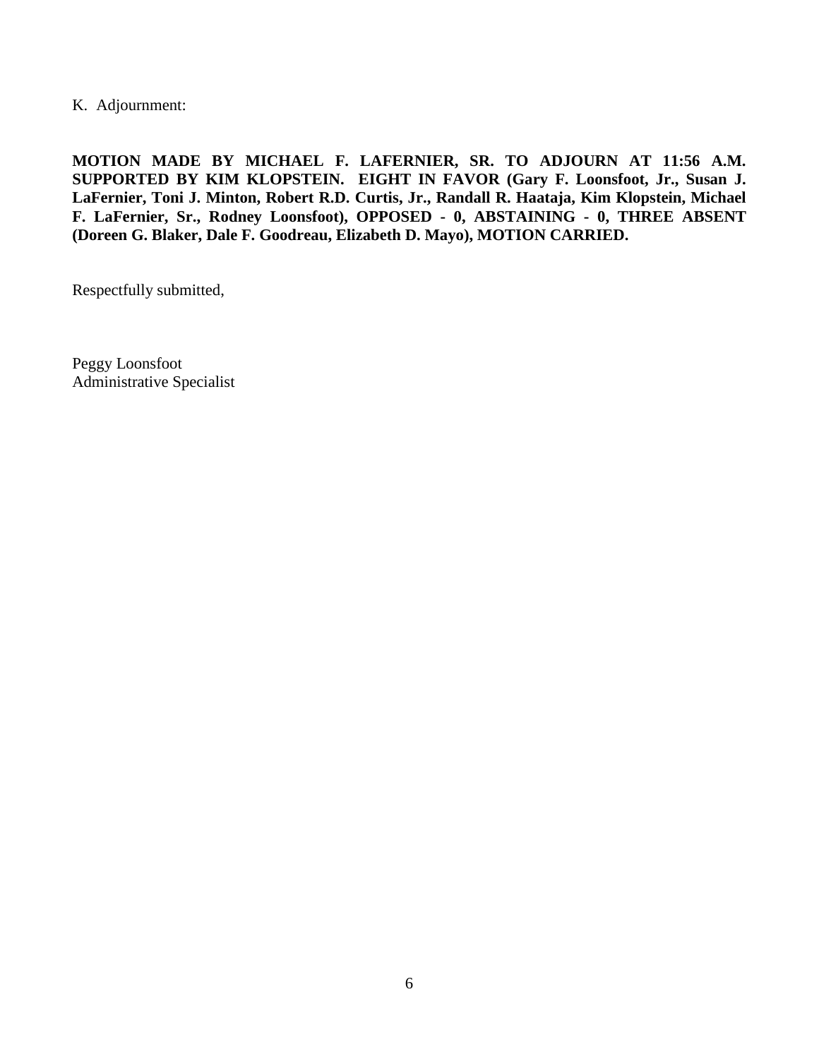K. Adjournment:

**MOTION MADE BY MICHAEL F. LAFERNIER, SR. TO ADJOURN AT 11:56 A.M. SUPPORTED BY KIM KLOPSTEIN. EIGHT IN FAVOR (Gary F. Loonsfoot, Jr., Susan J. LaFernier, Toni J. Minton, Robert R.D. Curtis, Jr., Randall R. Haataja, Kim Klopstein, Michael F. LaFernier, Sr., Rodney Loonsfoot), OPPOSED - 0, ABSTAINING - 0, THREE ABSENT (Doreen G. Blaker, Dale F. Goodreau, Elizabeth D. Mayo), MOTION CARRIED.**

Respectfully submitted,

Peggy Loonsfoot
Administrative Specialist